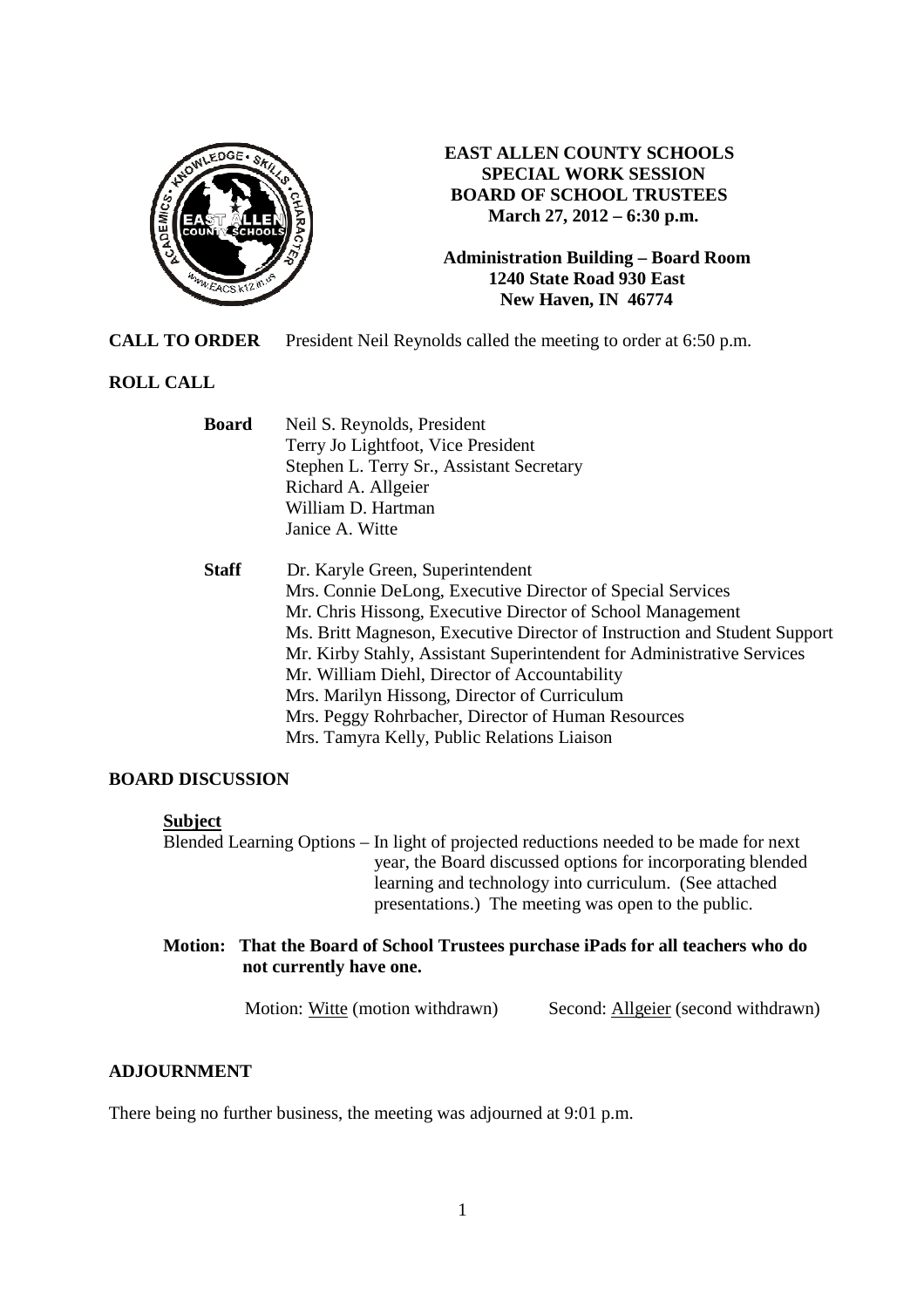# EAST ALLEN COUNTY SCHOOLS
## SPECIAL WORK SESSION
## BOARD OF SCHOOL TRUSTEES
**March 27, 2012 – 6:30 p.m.**

**Administration Building – Board Room**
**1240 State Road 930 East**
**New Haven, IN 46774**

**CALL TO ORDER** President Neil Reynolds called the meeting to order at 6:50 p.m.

**ROLL CALL**

**Board**
- Neil S. Reynolds, President
- Terry Jo Lightfoot, Vice President
- Stephen L. Terry Sr., Assistant Secretary
- Richard A. Allgeier
- William D. Hartman
- Janice A. Witte

**Staff**
- Dr. Karyle Green, Superintendent
- Mrs. Connie DeLong, Executive Director of Special Services
- Mr. Chris Hissong, Executive Director of School Management
- Ms. Britt Magneson, Executive Director of Instruction and Student Support
- Mr. Kirby Stahly, Assistant Superintendent for Administrative Services
- Mr. William Diehl, Director of Accountability
- Mrs. Marilyn Hissong, Director of Curriculum
- Mrs. Peggy Rohrbacher, Director of Human Resources
- Mrs. Tamyra Kelly, Public Relations Liaison

**BOARD DISCUSSION**

**Subject**

Blended Learning Options – In light of projected reductions needed to be made for next year, the Board discussed options for incorporating blended learning and technology into curriculum. (See attached presentations.) The meeting was open to the public.

**Motion: That the Board of School Trustees purchase iPads for all teachers who do not currently have one.**

Motion: Witte (motion withdrawn) Second: Allgeier (second withdrawn)

**ADJOURNMENT**

There being no further business, the meeting was adjourned at 9:01 p.m.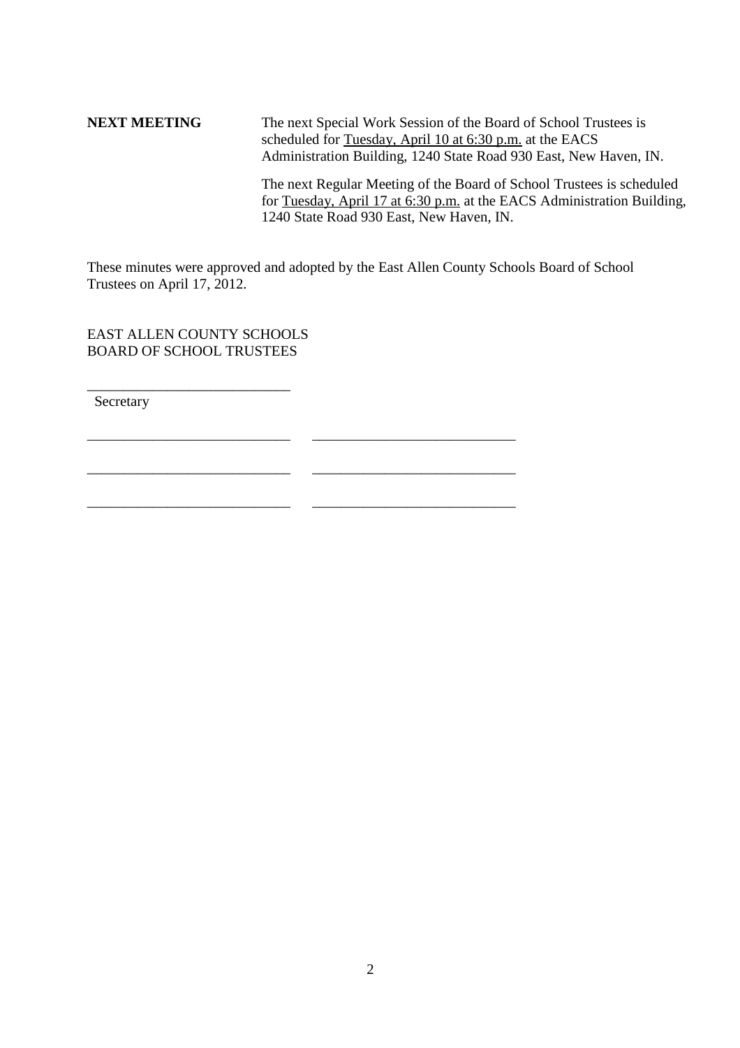**NEXT MEETING**

The next Special Work Session of the Board of School Trustees is scheduled for Tuesday, April 10 at 6:30 p.m. at the EACS Administration Building, 1240 State Road 930 East, New Haven, IN.

The next Regular Meeting of the Board of School Trustees is scheduled for Tuesday, April 17 at 6:30 p.m. at the EACS Administration Building, 1240 State Road 930 East, New Haven, IN.

These minutes were approved and adopted by the East Allen County Schools Board of School Trustees on April 17, 2012.

EAST ALLEN COUNTY SCHOOLS
BOARD OF SCHOOL TRUSTEES

\_\_\_\_\_\_\_\_\_\_\_\_\_\_\_\_\_\_\_\_\_\_\_\_\_\_\_\_\_\_
Secretary

\_\_\_\_\_\_\_\_\_\_\_\_\_\_\_\_\_\_\_\_\_\_\_\_\_\_\_\_\_\_ \_\_\_\_\_\_\_\_\_\_\_\_\_\_\_\_\_\_\_\_\_\_\_\_\_\_\_\_\_\_

\_\_\_\_\_\_\_\_\_\_\_\_\_\_\_\_\_\_\_\_\_\_\_\_\_\_\_\_\_\_ \_\_\_\_\_\_\_\_\_\_\_\_\_\_\_\_\_\_\_\_\_\_\_\_\_\_\_\_\_\_

\_\_\_\_\_\_\_\_\_\_\_\_\_\_\_\_\_\_\_\_\_\_\_\_\_\_\_\_\_\_ \_\_\_\_\_\_\_\_\_\_\_\_\_\_\_\_\_\_\_\_\_\_\_\_\_\_\_\_\_\_